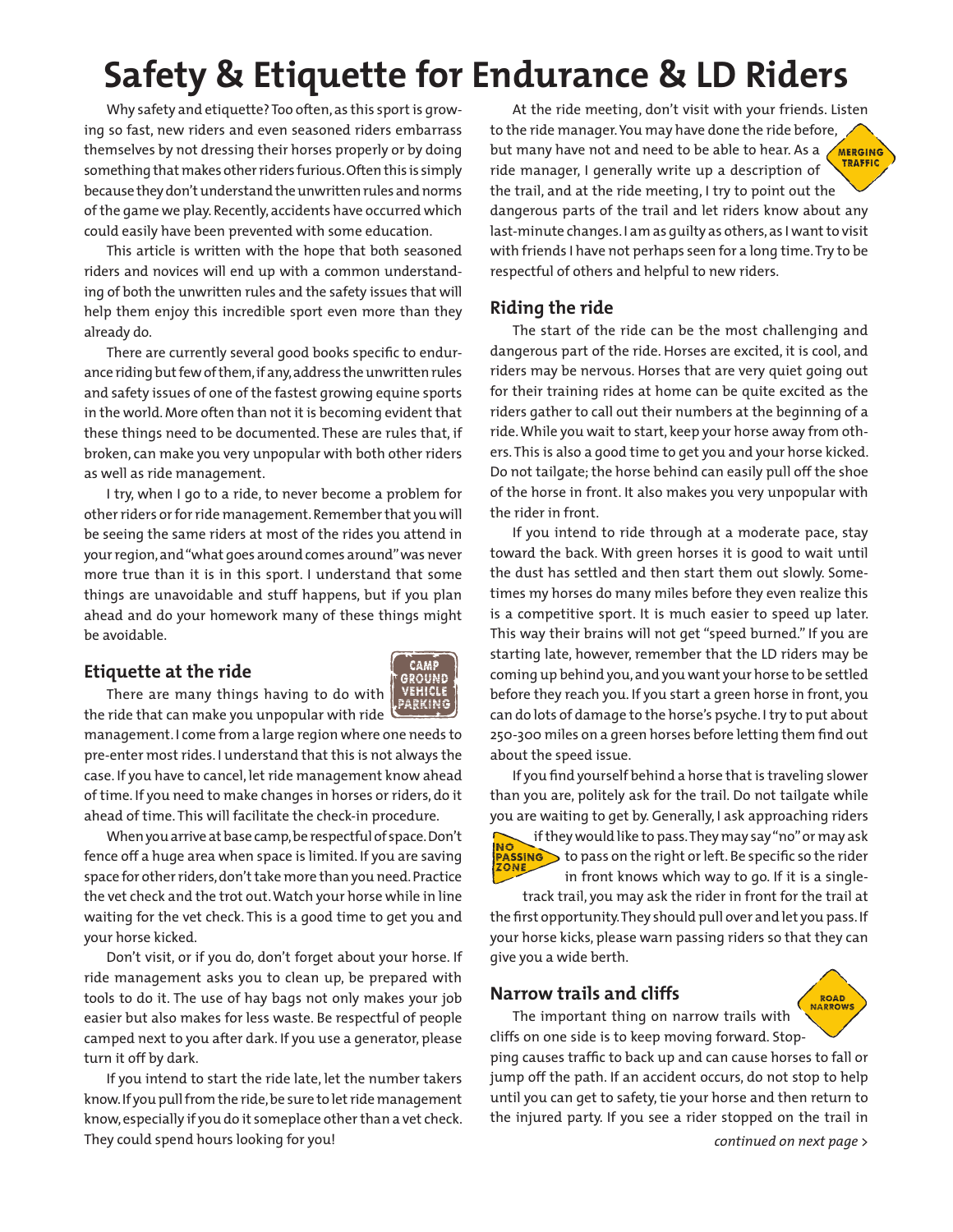# Safety & Etiquette for Endurance & LD Riders

Why safety and etiquette? Too often, as this sport is growing so fast, new riders and even seasoned riders embarrass themselves by not dressing their horses properly or by doing something that makes other riders furious. Often this is simply because they don't understand the unwritten rules and norms of the game we play. Recently, accidents have occurred which could easily have been prevented with some education.

This article is written with the hope that both seasoned riders and novices will end up with a common understanding of both the unwritten rules and the safety issues that will help them enjoy this incredible sport even more than they already do.

There are currently several good books specific to endurance riding but few of them, if any, address the unwritten rules and safety issues of one of the fastest growing equine sports in the world. More often than not it is becoming evident that these things need to be documented. These are rules that, if broken, can make you very unpopular with both other riders as well as ride management.

I try, when I go to a ride, to never become a problem for other riders or for ride management. Remember that you will be seeing the same riders at most of the rides you attend in your region, and "what goes around comes around" was never more true than it is in this sport. I understand that some things are unavoidable and stuff happens, but if you plan ahead and do your homework many of these things might be avoidable.

## Etiquette at the ride

There are many things having to do with the ride that can make you unpopular with ride management. I come from a large region where one needs to pre-enter most rides. I understand that this is not always the case. If you have to cancel, let ride management know ahead of time. If you need to make changes in horses or riders, do it ahead of time. This will facilitate the check-in procedure.

When you arrive at base camp, be respectful of space. Don't fence off a huge area when space is limited. If you are saving space for other riders, don't take more than you need. Practice the vet check and the trot out. Watch your horse while in line waiting for the vet check. This is a good time to get you and your horse kicked.

Don't visit, or if you do, don't forget about your horse. If ride management asks you to clean up, be prepared with tools to do it. The use of hay bags not only makes your job easier but also makes for less waste. Be respectful of people camped next to you after dark. If you use a generator, please turn it off by dark.

If you intend to start the ride late, let the number takers know. If you pull from the ride, be sure to let ride management know, especially if you do it someplace other than a vet check. They could spend hours looking for you!

At the ride meeting, don't visit with your friends. Listen to the ride manager. You may have done the ride before, but many have not and need to be able to hear. As a ride manager, I generally write up a description of the trail, and at the ride meeting, I try to point out the dangerous parts of the trail and let riders know about any last-minute changes. I am as guilty as others, as I want to visit with friends I have not perhaps seen for a long time. Try to be respectful of others and helpful to new riders.

## Riding the ride

The start of the ride can be the most challenging and dangerous part of the ride. Horses are excited, it is cool, and riders may be nervous. Horses that are very quiet going out for their training rides at home can be quite excited as the riders gather to call out their numbers at the beginning of a ride. While you wait to start, keep your horse away from others. This is also a good time to get you and your horse kicked. Do not tailgate; the horse behind can easily pull off the shoe of the horse in front. It also makes you very unpopular with the rider in front.

If you intend to ride through at a moderate pace, stay toward the back. With green horses it is good to wait until the dust has settled and then start them out slowly. Sometimes my horses do many miles before they even realize this is a competitive sport. It is much easier to speed up later. This way their brains will not get "speed burned." If you are starting late, however, remember that the LD riders may be coming up behind you, and you want your horse to be settled before they reach you. If you start a green horse in front, you can do lots of damage to the horse's psyche. I try to put about 250-300 miles on a green horses before letting them find out about the speed issue.

If you find yourself behind a horse that is traveling slower than you are, politely ask for the trail. Do not tailgate while you are waiting to get by. Generally, I ask approaching riders if they would like to pass. They may say "no" or may ask to pass on the right or left. Be specific so the rider in front knows which way to go. If it is a single-track trail, you may ask the rider in front for the trail at the first opportunity. They should pull over and let you pass. If your horse kicks, please warn passing riders so that they can give you a wide berth.

## Narrow trails and cliffs

The important thing on narrow trails with cliffs on one side is to keep moving forward. Stopping causes traffic to back up and can cause horses to fall or jump off the path. If an accident occurs, do not stop to help until you can get to safety, tie your horse and then return to the injured party. If you see a rider stopped on the trail in

*continued on next page >*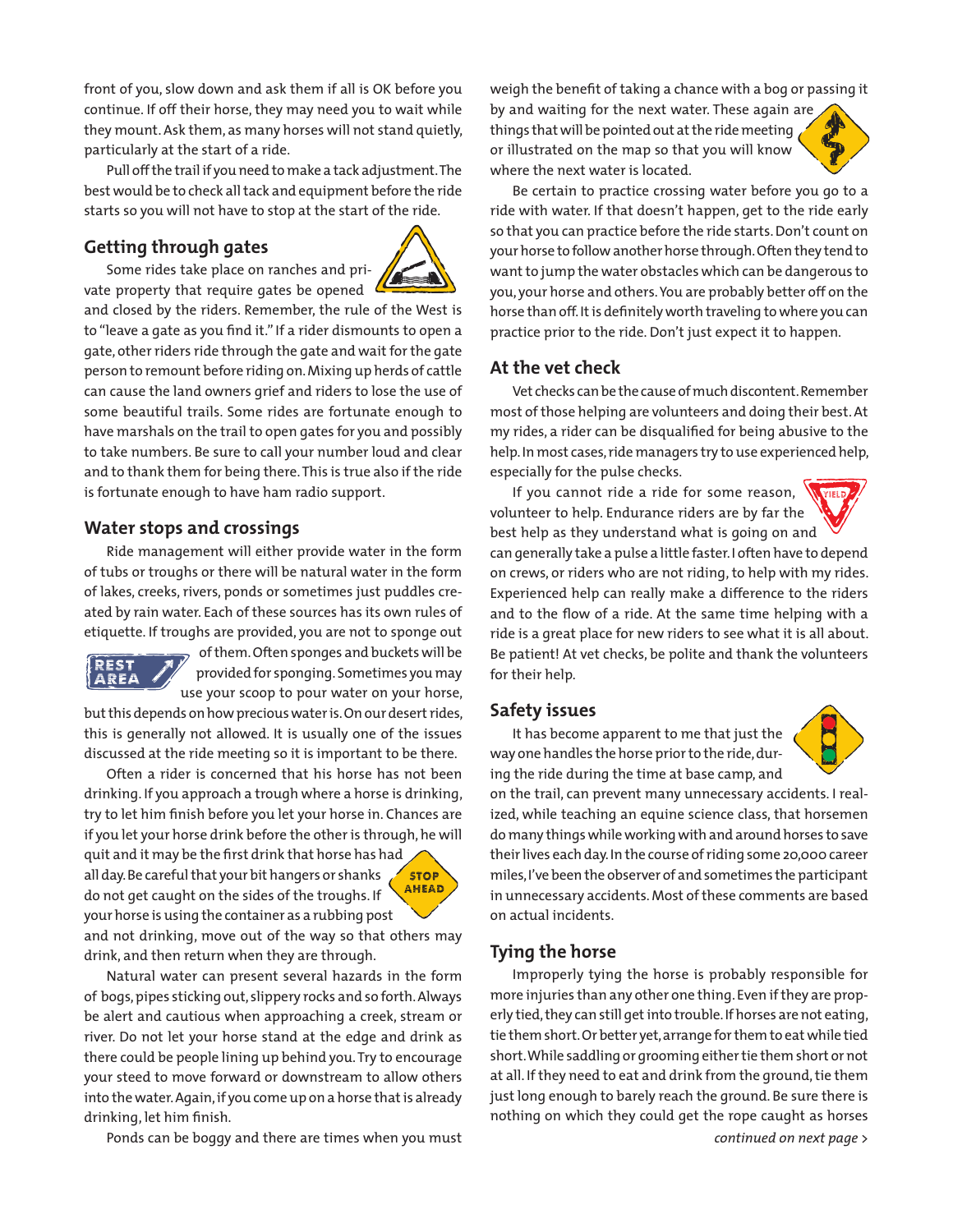front of you, slow down and ask them if all is OK before you continue. If off their horse, they may need you to wait while they mount. Ask them, as many horses will not stand quietly, particularly at the start of a ride.

Pull off the trail if you need to make a tack adjustment. The best would be to check all tack and equipment before the ride starts so you will not have to stop at the start of the ride.

## Getting through gates

Some rides take place on ranches and private property that require gates be opened and closed by the riders. Remember, the rule of the West is to "leave a gate as you find it." If a rider dismounts to open a gate, other riders ride through the gate and wait for the gate person to remount before riding on. Mixing up herds of cattle can cause the land owners grief and riders to lose the use of some beautiful trails. Some rides are fortunate enough to have marshals on the trail to open gates for you and possibly to take numbers. Be sure to call your number loud and clear and to thank them for being there. This is true also if the ride is fortunate enough to have ham radio support.

## Water stops and crossings

Ride management will either provide water in the form of tubs or troughs or there will be natural water in the form of lakes, creeks, rivers, ponds or sometimes just puddles created by rain water. Each of these sources has its own rules of etiquette. If troughs are provided, you are not to sponge out of them. Often sponges and buckets will be provided for sponging. Sometimes you may use your scoop to pour water on your horse, but this depends on how precious water is. On our desert rides, this is generally not allowed. It is usually one of the issues discussed at the ride meeting so it is important to be there.

Often a rider is concerned that his horse has not been drinking. If you approach a trough where a horse is drinking, try to let him finish before you let your horse in. Chances are if you let your horse drink before the other is through, he will quit and it may be the first drink that horse has had all day. Be careful that your bit hangers or shanks do not get caught on the sides of the troughs. If your horse is using the container as a rubbing post and not drinking, move out of the way so that others may drink, and then return when they are through.

Natural water can present several hazards in the form of bogs, pipes sticking out, slippery rocks and so forth. Always be alert and cautious when approaching a creek, stream or river. Do not let your horse stand at the edge and drink as there could be people lining up behind you. Try to encourage your steed to move forward or downstream to allow others into the water. Again, if you come up on a horse that is already drinking, let him finish.

Ponds can be boggy and there are times when you must weigh the benefit of taking a chance with a bog or passing it by and waiting for the next water. These again are things that will be pointed out at the ride meeting or illustrated on the map so that you will know where the next water is located.

Be certain to practice crossing water before you go to a ride with water. If that doesn't happen, get to the ride early so that you can practice before the ride starts. Don't count on your horse to follow another horse through. Often they tend to want to jump the water obstacles which can be dangerous to you, your horse and others. You are probably better off on the horse than off. It is definitely worth traveling to where you can practice prior to the ride. Don't just expect it to happen.

## At the vet check

Vet checks can be the cause of much discontent. Remember most of those helping are volunteers and doing their best. At my rides, a rider can be disqualified for being abusive to the help. In most cases, ride managers try to use experienced help, especially for the pulse checks.

If you cannot ride a ride for some reason, volunteer to help. Endurance riders are by far the best help as they understand what is going on and can generally take a pulse a little faster. I often have to depend on crews, or riders who are not riding, to help with my rides. Experienced help can really make a difference to the riders and to the flow of a ride. At the same time helping with a ride is a great place for new riders to see what it is all about. Be patient! At vet checks, be polite and thank the volunteers for their help.

## Safety issues

It has become apparent to me that just the way one handles the horse prior to the ride, during the ride during the time at base camp, and on the trail, can prevent many unnecessary accidents. I realized, while teaching an equine science class, that horsemen do many things while working with and around horses to save their lives each day. In the course of riding some 20,000 career miles, I've been the observer of and sometimes the participant in unnecessary accidents. Most of these comments are based on actual incidents.

## Tying the horse

Improperly tying the horse is probably responsible for more injuries than any other one thing. Even if they are properly tied, they can still get into trouble. If horses are not eating, tie them short. Or better yet, arrange for them to eat while tied short. While saddling or grooming either tie them short or not at all. If they need to eat and drink from the ground, tie them just long enough to barely reach the ground. Be sure there is nothing on which they could get the rope caught as horses

*continued on next page >*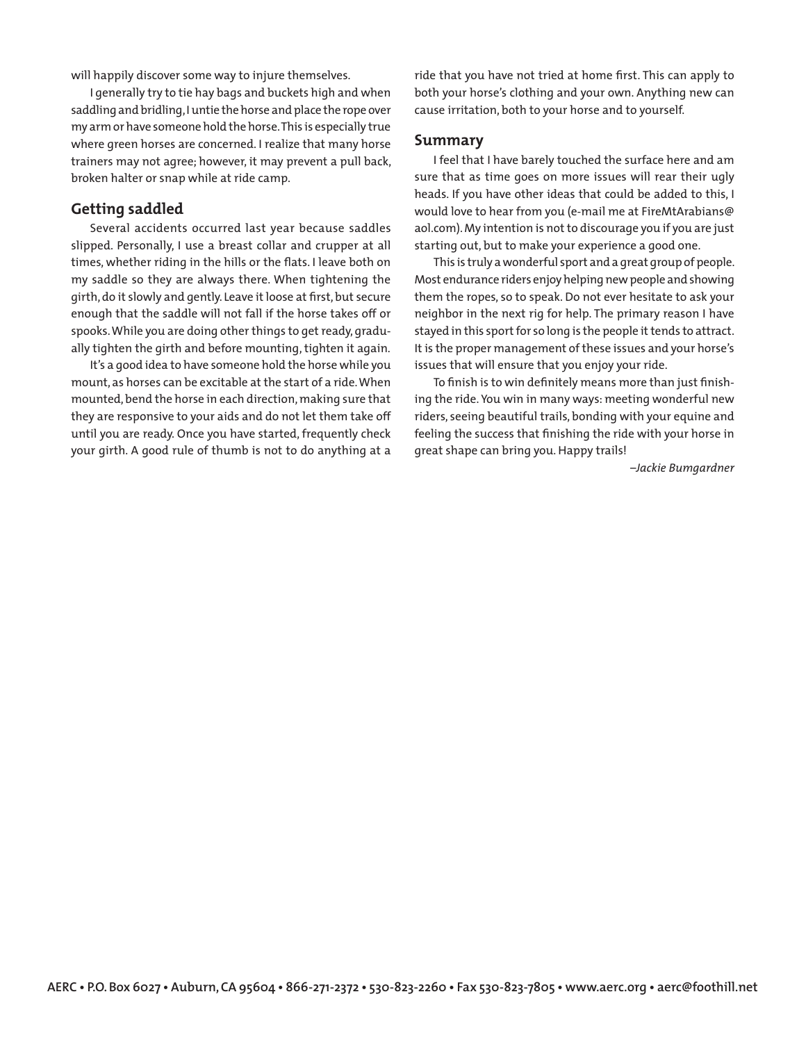will happily discover some way to injure themselves.

I generally try to tie hay bags and buckets high and when saddling and bridling, I untie the horse and place the rope over my arm or have someone hold the horse. This is especially true where green horses are concerned. I realize that many horse trainers may not agree; however, it may prevent a pull back, broken halter or snap while at ride camp.

## Getting saddled

Several accidents occurred last year because saddles slipped. Personally, I use a breast collar and crupper at all times, whether riding in the hills or the flats. I leave both on my saddle so they are always there. When tightening the girth, do it slowly and gently. Leave it loose at first, but secure enough that the saddle will not fall if the horse takes off or spooks. While you are doing other things to get ready, gradually tighten the girth and before mounting, tighten it again.

It's a good idea to have someone hold the horse while you mount, as horses can be excitable at the start of a ride. When mounted, bend the horse in each direction, making sure that they are responsive to your aids and do not let them take off until you are ready. Once you have started, frequently check your girth. A good rule of thumb is not to do anything at a ride that you have not tried at home first. This can apply to both your horse's clothing and your own. Anything new can cause irritation, both to your horse and to yourself.

## Summary

I feel that I have barely touched the surface here and am sure that as time goes on more issues will rear their ugly heads. If you have other ideas that could be added to this, I would love to hear from you (e-mail me at FireMtArabians@aol.com). My intention is not to discourage you if you are just starting out, but to make your experience a good one.

This is truly a wonderful sport and a great group of people. Most endurance riders enjoy helping new people and showing them the ropes, so to speak. Do not ever hesitate to ask your neighbor in the next rig for help. The primary reason I have stayed in this sport for so long is the people it tends to attract. It is the proper management of these issues and your horse's issues that will ensure that you enjoy your ride.

To finish is to win definitely means more than just finishing the ride. You win in many ways: meeting wonderful new riders, seeing beautiful trails, bonding with your equine and feeling the success that finishing the ride with your horse in great shape can bring you. Happy trails!

*–Jackie Bumgardner*

AERC • P.O. Box 6027 • Auburn, CA 95604 • 866-271-2372 • 530-823-2260 • Fax 530-823-7805 • www.aerc.org • aerc@foothill.net